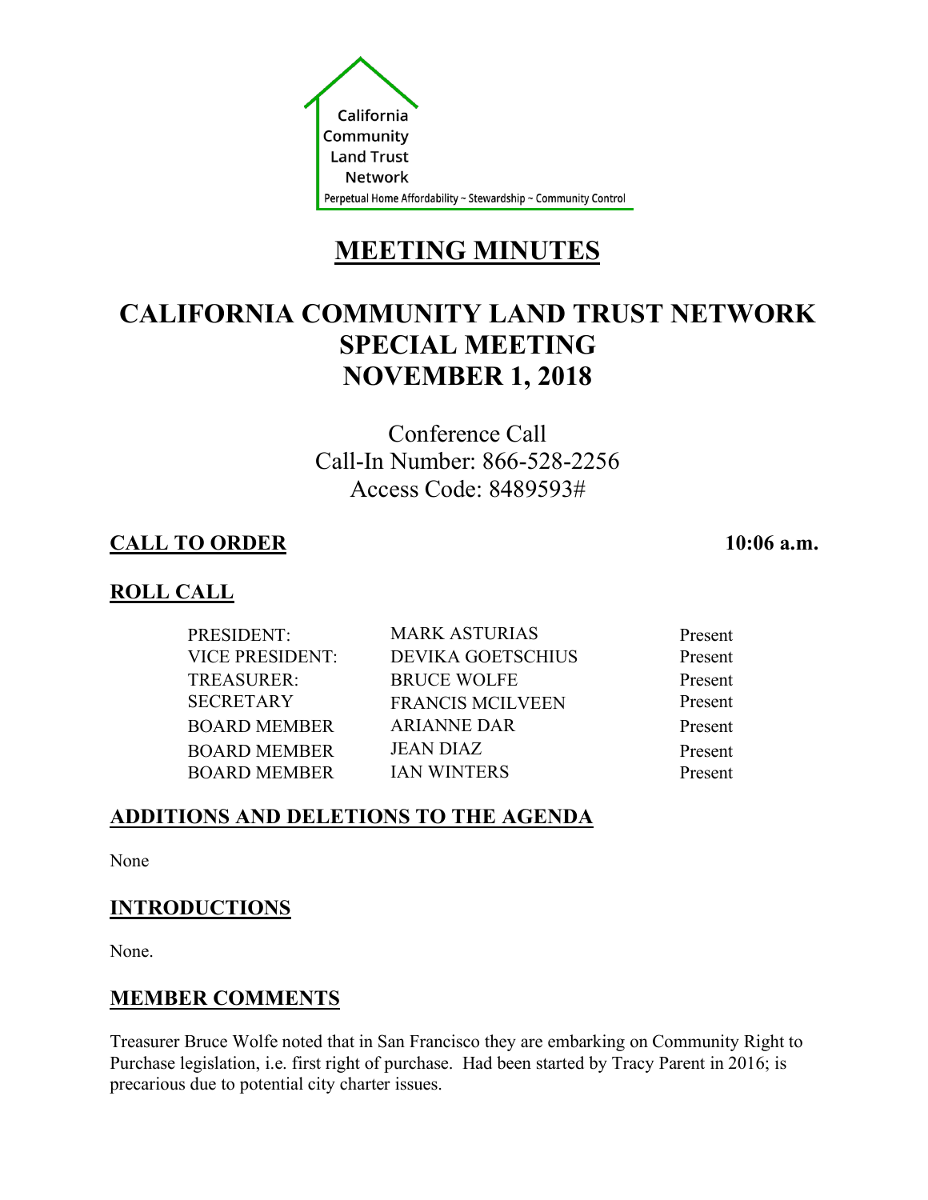California
Community
Land Trust
Network
Perpetual Home Affordability ~ Stewardship ~ Community Control

# MEETING MINUTES

# CALIFORNIA COMMUNITY LAND TRUST NETWORK SPECIAL MEETING NOVEMBER 1, 2018

Conference Call
Call-In Number: 866-528-2256
Access Code: 8489593#

## CALL TO ORDER **10:06 a.m.**

## ROLL CALL

| | | |
|---|---|---|
| PRESIDENT: | MARK ASTURIAS | Present |
| VICE PRESIDENT: | DEVIKA GOETSCHIUS | Present |
| TREASURER: | BRUCE WOLFE | Present |
| SECRETARY | FRANCIS MCILVEEN | Present |
| BOARD MEMBER | ARIANNE DAR | Present |
| BOARD MEMBER | JEAN DIAZ | Present |
| BOARD MEMBER | IAN WINTERS | Present |

## ADDITIONS AND DELETIONS TO THE AGENDA

None

## INTRODUCTIONS

None.

## MEMBER COMMENTS

Treasurer Bruce Wolfe noted that in San Francisco they are embarking on Community Right to Purchase legislation, i.e. first right of purchase. Had been started by Tracy Parent in 2016; is precarious due to potential city charter issues.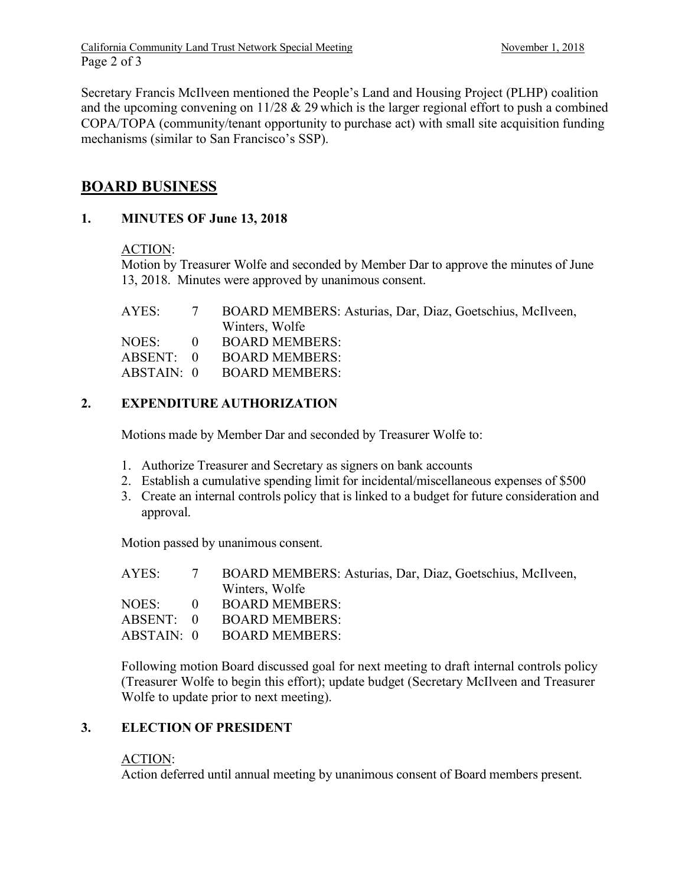Secretary Francis McIlveen mentioned the People's Land and Housing Project (PLHP) coalition and the upcoming convening on 11/28 & 29 which is the larger regional effort to push a combined COPA/TOPA (community/tenant opportunity to purchase act) with small site acquisition funding mechanisms (similar to San Francisco's SSP).

## BOARD BUSINESS

### 1. MINUTES OF June 13, 2018

ACTION:
Motion by Treasurer Wolfe and seconded by Member Dar to approve the minutes of June 13, 2018. Minutes were approved by unanimous consent.

| | | |
|---|---|---|
| AYES: | 7 | BOARD MEMBERS: Asturias, Dar, Diaz, Goetschius, McIlveen, Winters, Wolfe |
| NOES: | 0 | BOARD MEMBERS: |
| ABSENT: | 0 | BOARD MEMBERS: |
| ABSTAIN: | 0 | BOARD MEMBERS: |

### 2. EXPENDITURE AUTHORIZATION

Motions made by Member Dar and seconded by Treasurer Wolfe to:

1. Authorize Treasurer and Secretary as signers on bank accounts
2. Establish a cumulative spending limit for incidental/miscellaneous expenses of $500
3. Create an internal controls policy that is linked to a budget for future consideration and approval.

Motion passed by unanimous consent.

| | | |
|---|---|---|
| AYES: | 7 | BOARD MEMBERS: Asturias, Dar, Diaz, Goetschius, McIlveen, Winters, Wolfe |
| NOES: | 0 | BOARD MEMBERS: |
| ABSENT: | 0 | BOARD MEMBERS: |
| ABSTAIN: | 0 | BOARD MEMBERS: |

Following motion Board discussed goal for next meeting to draft internal controls policy (Treasurer Wolfe to begin this effort); update budget (Secretary McIlveen and Treasurer Wolfe to update prior to next meeting).

### 3. ELECTION OF PRESIDENT

ACTION:
Action deferred until annual meeting by unanimous consent of Board members present.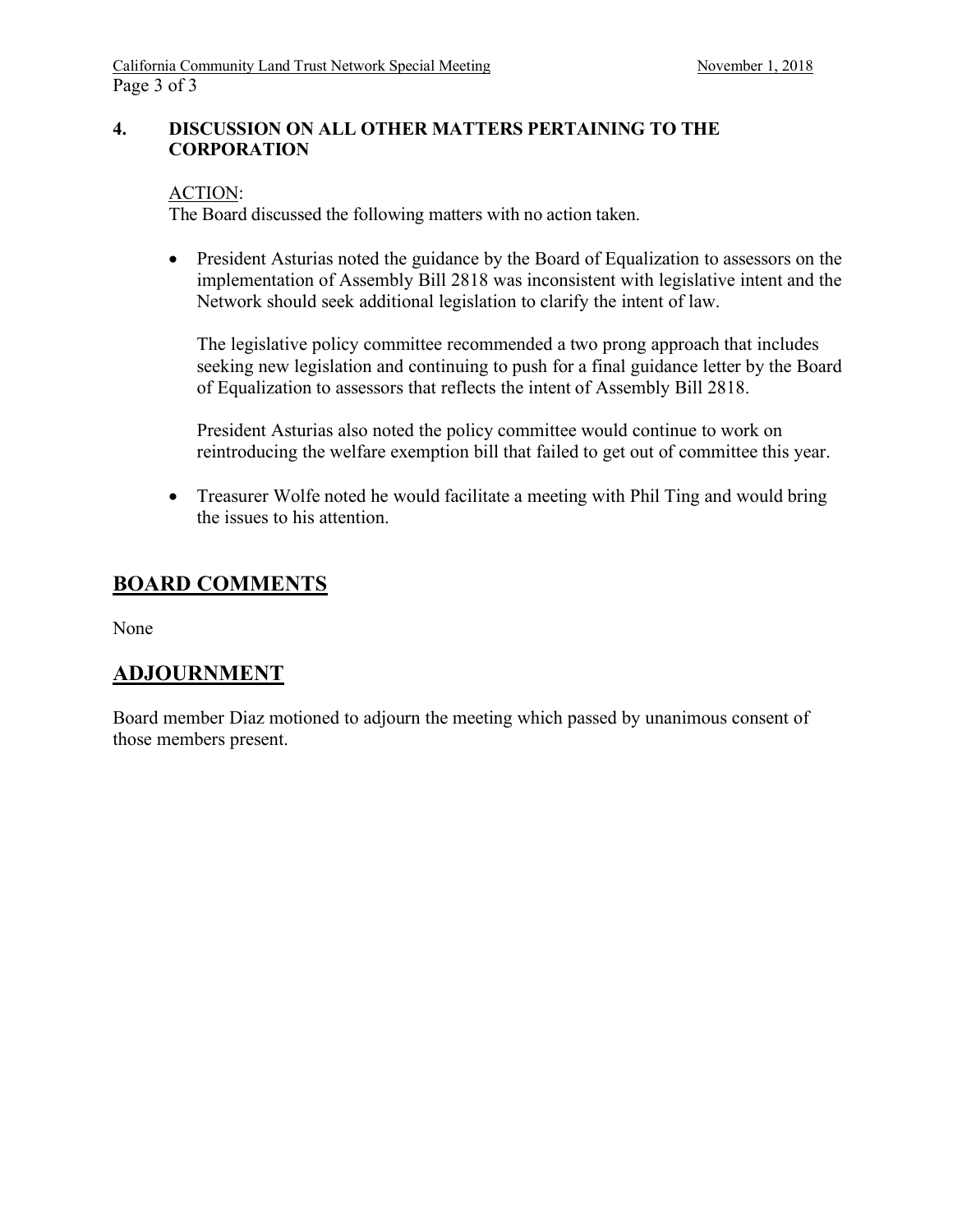### 4. DISCUSSION ON ALL OTHER MATTERS PERTAINING TO THE CORPORATION

ACTION:
The Board discussed the following matters with no action taken.

- President Asturias noted the guidance by the Board of Equalization to assessors on the implementation of Assembly Bill 2818 was inconsistent with legislative intent and the Network should seek additional legislation to clarify the intent of law.

  The legislative policy committee recommended a two prong approach that includes seeking new legislation and continuing to push for a final guidance letter by the Board of Equalization to assessors that reflects the intent of Assembly Bill 2818.

  President Asturias also noted the policy committee would continue to work on reintroducing the welfare exemption bill that failed to get out of committee this year.

- Treasurer Wolfe noted he would facilitate a meeting with Phil Ting and would bring the issues to his attention.

## BOARD COMMENTS

None

## ADJOURNMENT

Board member Diaz motioned to adjourn the meeting which passed by unanimous consent of those members present.